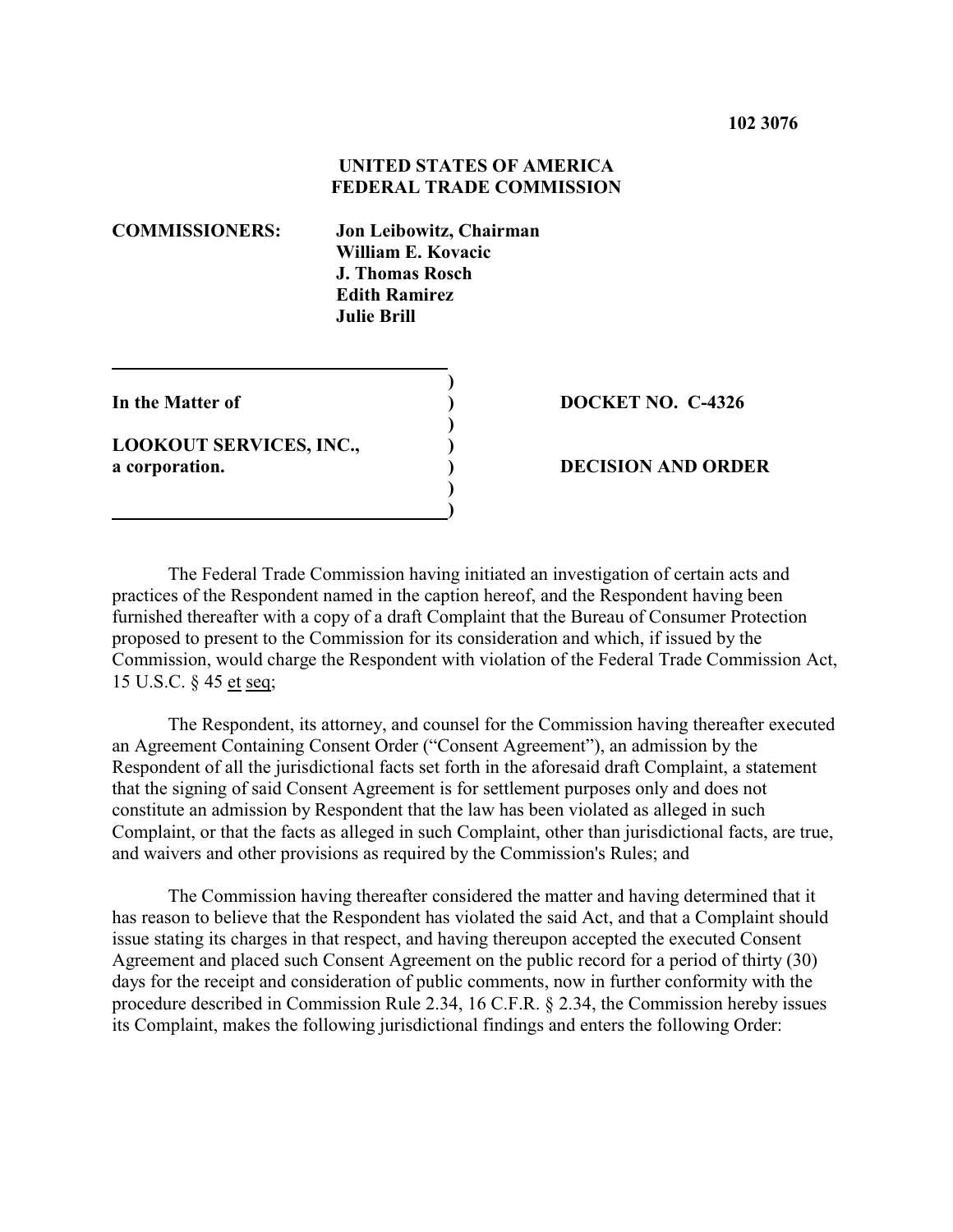**102 3076**

**UNITED STATES OF AMERICA**
**FEDERAL TRADE COMMISSION**

**COMMISSIONERS:** **Jon Leibowitz, Chairman**
**William E. Kovacic**
**J. Thomas Rosch**
**Edith Ramirez**
**Julie Brill**

**In the Matter of**

**LOOKOUT SERVICES, INC.,**
**a corporation.**

**DOCKET NO. C-4326**

**DECISION AND ORDER**

The Federal Trade Commission having initiated an investigation of certain acts and practices of the Respondent named in the caption hereof, and the Respondent having been furnished thereafter with a copy of a draft Complaint that the Bureau of Consumer Protection proposed to present to the Commission for its consideration and which, if issued by the Commission, would charge the Respondent with violation of the Federal Trade Commission Act, 15 U.S.C. § 45 et seq;

The Respondent, its attorney, and counsel for the Commission having thereafter executed an Agreement Containing Consent Order ("Consent Agreement"), an admission by the Respondent of all the jurisdictional facts set forth in the aforesaid draft Complaint, a statement that the signing of said Consent Agreement is for settlement purposes only and does not constitute an admission by Respondent that the law has been violated as alleged in such Complaint, or that the facts as alleged in such Complaint, other than jurisdictional facts, are true, and waivers and other provisions as required by the Commission's Rules; and

The Commission having thereafter considered the matter and having determined that it has reason to believe that the Respondent has violated the said Act, and that a Complaint should issue stating its charges in that respect, and having thereupon accepted the executed Consent Agreement and placed such Consent Agreement on the public record for a period of thirty (30) days for the receipt and consideration of public comments, now in further conformity with the procedure described in Commission Rule 2.34, 16 C.F.R. § 2.34, the Commission hereby issues its Complaint, makes the following jurisdictional findings and enters the following Order: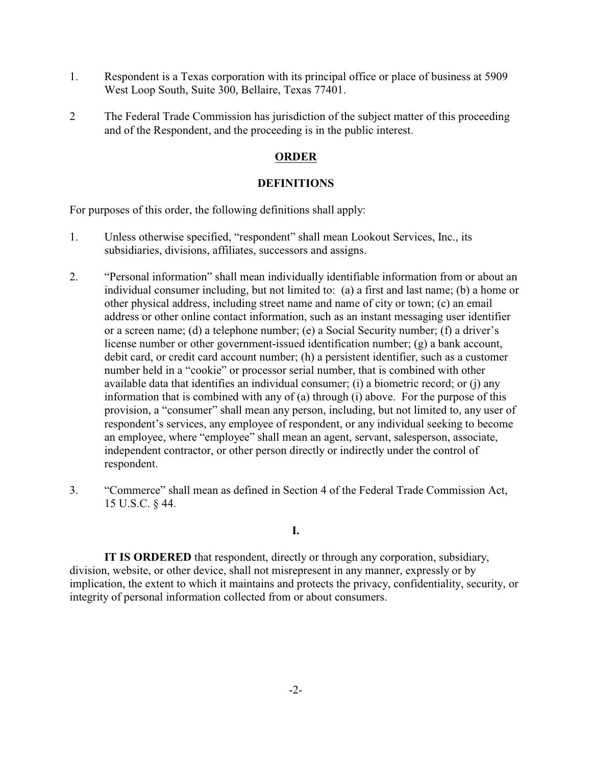1. Respondent is a Texas corporation with its principal office or place of business at 5909 West Loop South, Suite 300, Bellaire, Texas 77401.

2 The Federal Trade Commission has jurisdiction of the subject matter of this proceeding and of the Respondent, and the proceeding is in the public interest.

## ORDER

### DEFINITIONS

For purposes of this order, the following definitions shall apply:

1. Unless otherwise specified, "respondent" shall mean Lookout Services, Inc., its subsidiaries, divisions, affiliates, successors and assigns.

2. "Personal information" shall mean individually identifiable information from or about an individual consumer including, but not limited to: (a) a first and last name; (b) a home or other physical address, including street name and name of city or town; (c) an email address or other online contact information, such as an instant messaging user identifier or a screen name; (d) a telephone number; (e) a Social Security number; (f) a driver's license number or other government-issued identification number; (g) a bank account, debit card, or credit card account number; (h) a persistent identifier, such as a customer number held in a "cookie" or processor serial number, that is combined with other available data that identifies an individual consumer; (i) a biometric record; or (j) any information that is combined with any of (a) through (i) above. For the purpose of this provision, a "consumer" shall mean any person, including, but not limited to, any user of respondent's services, any employee of respondent, or any individual seeking to become an employee, where "employee" shall mean an agent, servant, salesperson, associate, independent contractor, or other person directly or indirectly under the control of respondent.

3. "Commerce" shall mean as defined in Section 4 of the Federal Trade Commission Act, 15 U.S.C. § 44.

### I.

**IT IS ORDERED** that respondent, directly or through any corporation, subsidiary, division, website, or other device, shall not misrepresent in any manner, expressly or by implication, the extent to which it maintains and protects the privacy, confidentiality, security, or integrity of personal information collected from or about consumers.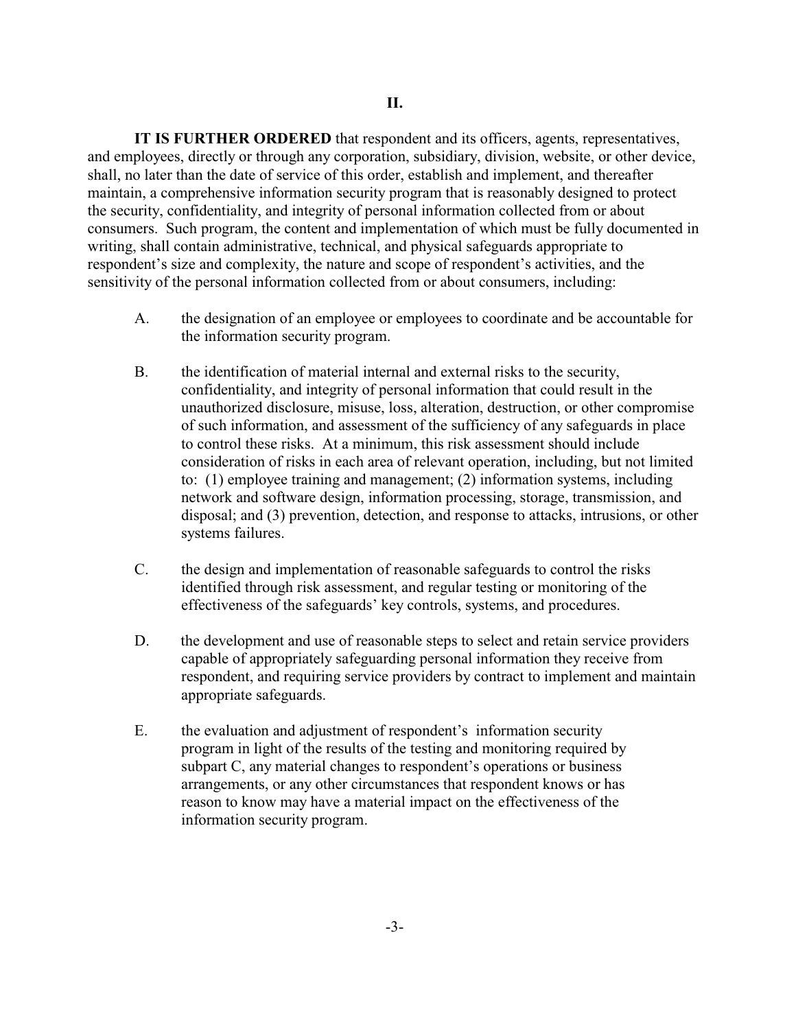## II.

**IT IS FURTHER ORDERED** that respondent and its officers, agents, representatives, and employees, directly or through any corporation, subsidiary, division, website, or other device, shall, no later than the date of service of this order, establish and implement, and thereafter maintain, a comprehensive information security program that is reasonably designed to protect the security, confidentiality, and integrity of personal information collected from or about consumers. Such program, the content and implementation of which must be fully documented in writing, shall contain administrative, technical, and physical safeguards appropriate to respondent's size and complexity, the nature and scope of respondent's activities, and the sensitivity of the personal information collected from or about consumers, including:

A. the designation of an employee or employees to coordinate and be accountable for the information security program.

B. the identification of material internal and external risks to the security, confidentiality, and integrity of personal information that could result in the unauthorized disclosure, misuse, loss, alteration, destruction, or other compromise of such information, and assessment of the sufficiency of any safeguards in place to control these risks. At a minimum, this risk assessment should include consideration of risks in each area of relevant operation, including, but not limited to: (1) employee training and management; (2) information systems, including network and software design, information processing, storage, transmission, and disposal; and (3) prevention, detection, and response to attacks, intrusions, or other systems failures.

C. the design and implementation of reasonable safeguards to control the risks identified through risk assessment, and regular testing or monitoring of the effectiveness of the safeguards' key controls, systems, and procedures.

D. the development and use of reasonable steps to select and retain service providers capable of appropriately safeguarding personal information they receive from respondent, and requiring service providers by contract to implement and maintain appropriate safeguards.

E. the evaluation and adjustment of respondent's information security program in light of the results of the testing and monitoring required by subpart C, any material changes to respondent's operations or business arrangements, or any other circumstances that respondent knows or has reason to know may have a material impact on the effectiveness of the information security program.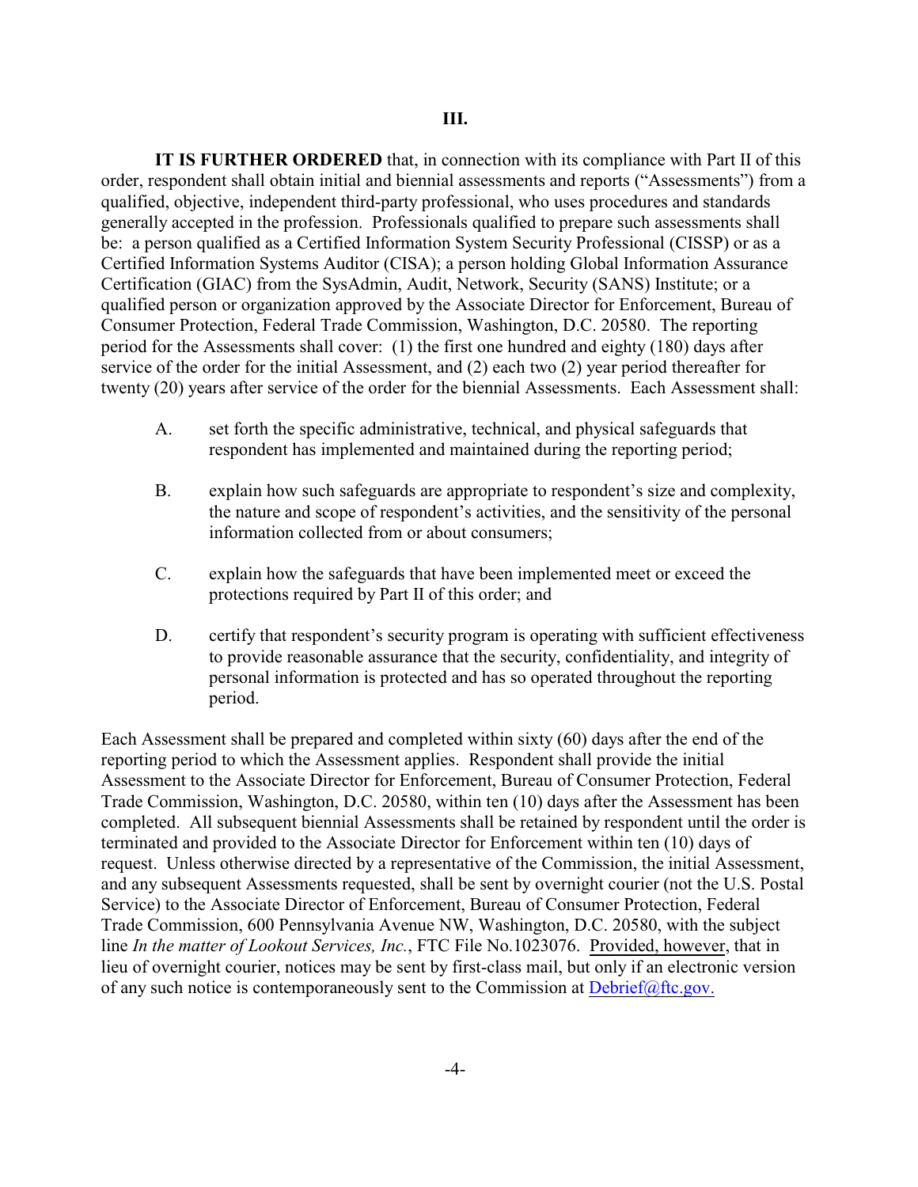### III.

**IT IS FURTHER ORDERED** that, in connection with its compliance with Part II of this order, respondent shall obtain initial and biennial assessments and reports ("Assessments") from a qualified, objective, independent third-party professional, who uses procedures and standards generally accepted in the profession. Professionals qualified to prepare such assessments shall be: a person qualified as a Certified Information System Security Professional (CISSP) or as a Certified Information Systems Auditor (CISA); a person holding Global Information Assurance Certification (GIAC) from the SysAdmin, Audit, Network, Security (SANS) Institute; or a qualified person or organization approved by the Associate Director for Enforcement, Bureau of Consumer Protection, Federal Trade Commission, Washington, D.C. 20580. The reporting period for the Assessments shall cover: (1) the first one hundred and eighty (180) days after service of the order for the initial Assessment, and (2) each two (2) year period thereafter for twenty (20) years after service of the order for the biennial Assessments. Each Assessment shall:

A. set forth the specific administrative, technical, and physical safeguards that respondent has implemented and maintained during the reporting period;

B. explain how such safeguards are appropriate to respondent's size and complexity, the nature and scope of respondent's activities, and the sensitivity of the personal information collected from or about consumers;

C. explain how the safeguards that have been implemented meet or exceed the protections required by Part II of this order; and

D. certify that respondent's security program is operating with sufficient effectiveness to provide reasonable assurance that the security, confidentiality, and integrity of personal information is protected and has so operated throughout the reporting period.

Each Assessment shall be prepared and completed within sixty (60) days after the end of the reporting period to which the Assessment applies. Respondent shall provide the initial Assessment to the Associate Director for Enforcement, Bureau of Consumer Protection, Federal Trade Commission, Washington, D.C. 20580, within ten (10) days after the Assessment has been completed. All subsequent biennial Assessments shall be retained by respondent until the order is terminated and provided to the Associate Director for Enforcement within ten (10) days of request. Unless otherwise directed by a representative of the Commission, the initial Assessment, and any subsequent Assessments requested, shall be sent by overnight courier (not the U.S. Postal Service) to the Associate Director of Enforcement, Bureau of Consumer Protection, Federal Trade Commission, 600 Pennsylvania Avenue NW, Washington, D.C. 20580, with the subject line *In the matter of Lookout Services, Inc.*, FTC File No.1023076. Provided, however, that in lieu of overnight courier, notices may be sent by first-class mail, but only if an electronic version of any such notice is contemporaneously sent to the Commission at Debrief@ftc.gov.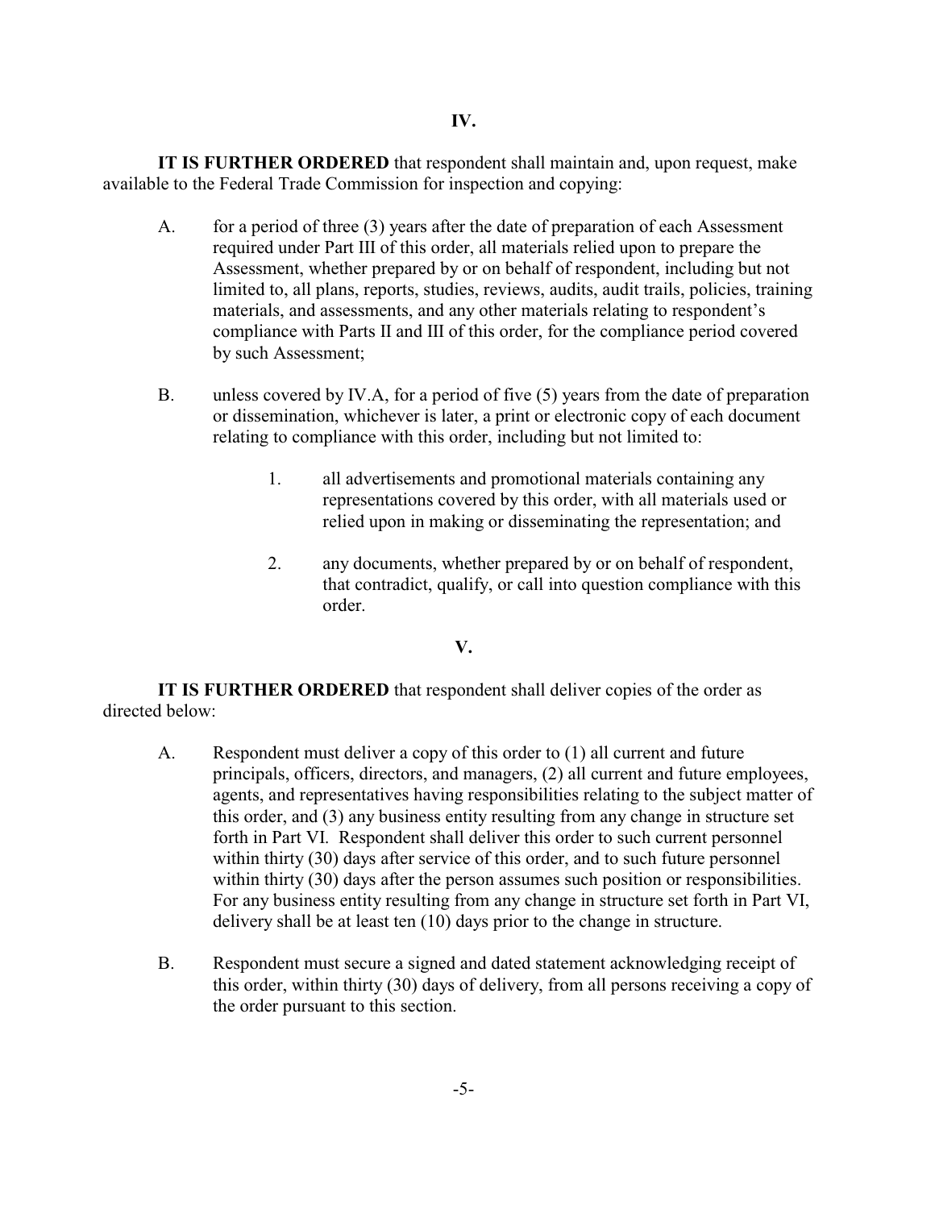## IV.

**IT IS FURTHER ORDERED** that respondent shall maintain and, upon request, make available to the Federal Trade Commission for inspection and copying:

A. for a period of three (3) years after the date of preparation of each Assessment required under Part III of this order, all materials relied upon to prepare the Assessment, whether prepared by or on behalf of respondent, including but not limited to, all plans, reports, studies, reviews, audits, audit trails, policies, training materials, and assessments, and any other materials relating to respondent's compliance with Parts II and III of this order, for the compliance period covered by such Assessment;

B. unless covered by IV.A, for a period of five (5) years from the date of preparation or dissemination, whichever is later, a print or electronic copy of each document relating to compliance with this order, including but not limited to:

   1. all advertisements and promotional materials containing any representations covered by this order, with all materials used or relied upon in making or disseminating the representation; and

   2. any documents, whether prepared by or on behalf of respondent, that contradict, qualify, or call into question compliance with this order.

## V.

**IT IS FURTHER ORDERED** that respondent shall deliver copies of the order as directed below:

A. Respondent must deliver a copy of this order to (1) all current and future principals, officers, directors, and managers, (2) all current and future employees, agents, and representatives having responsibilities relating to the subject matter of this order, and (3) any business entity resulting from any change in structure set forth in Part VI. Respondent shall deliver this order to such current personnel within thirty (30) days after service of this order, and to such future personnel within thirty (30) days after the person assumes such position or responsibilities. For any business entity resulting from any change in structure set forth in Part VI, delivery shall be at least ten (10) days prior to the change in structure.

B. Respondent must secure a signed and dated statement acknowledging receipt of this order, within thirty (30) days of delivery, from all persons receiving a copy of the order pursuant to this section.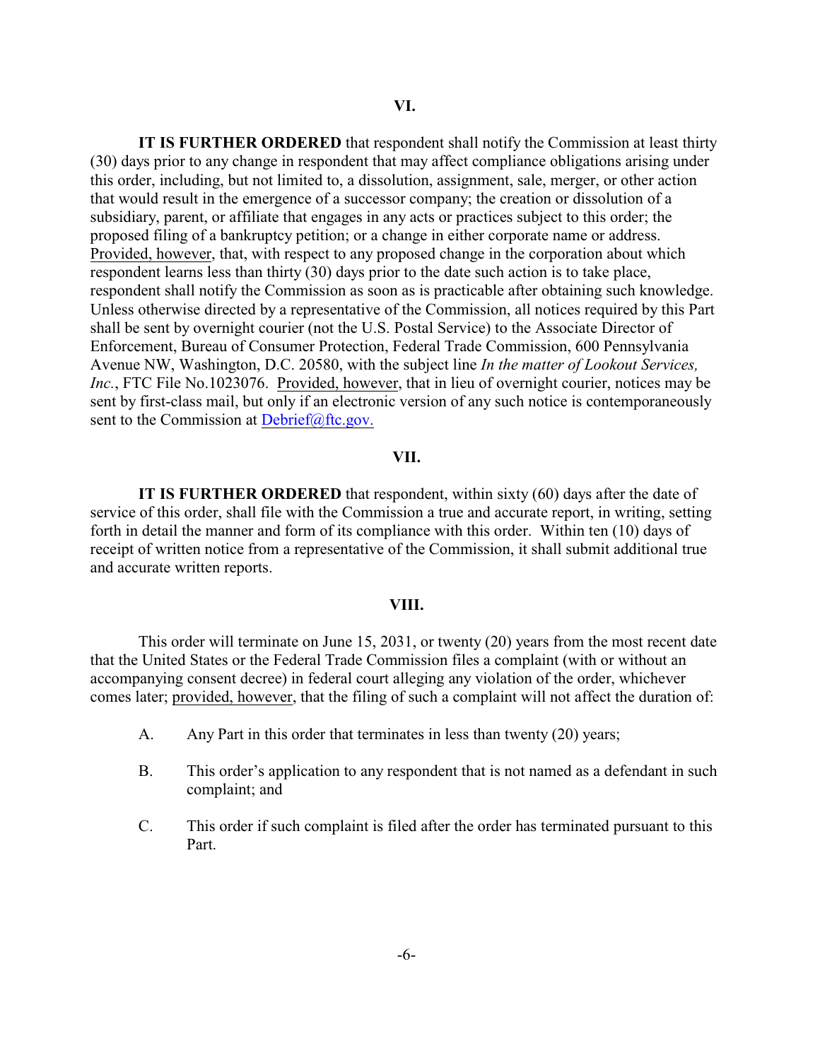## VI.

**IT IS FURTHER ORDERED** that respondent shall notify the Commission at least thirty (30) days prior to any change in respondent that may affect compliance obligations arising under this order, including, but not limited to, a dissolution, assignment, sale, merger, or other action that would result in the emergence of a successor company; the creation or dissolution of a subsidiary, parent, or affiliate that engages in any acts or practices subject to this order; the proposed filing of a bankruptcy petition; or a change in either corporate name or address. Provided, however, that, with respect to any proposed change in the corporation about which respondent learns less than thirty (30) days prior to the date such action is to take place, respondent shall notify the Commission as soon as is practicable after obtaining such knowledge. Unless otherwise directed by a representative of the Commission, all notices required by this Part shall be sent by overnight courier (not the U.S. Postal Service) to the Associate Director of Enforcement, Bureau of Consumer Protection, Federal Trade Commission, 600 Pennsylvania Avenue NW, Washington, D.C. 20580, with the subject line *In the matter of Lookout Services, Inc.*, FTC File No.1023076. Provided, however, that in lieu of overnight courier, notices may be sent by first-class mail, but only if an electronic version of any such notice is contemporaneously sent to the Commission at Debrief@ftc.gov.

## VII.

**IT IS FURTHER ORDERED** that respondent, within sixty (60) days after the date of service of this order, shall file with the Commission a true and accurate report, in writing, setting forth in detail the manner and form of its compliance with this order. Within ten (10) days of receipt of written notice from a representative of the Commission, it shall submit additional true and accurate written reports.

## VIII.

This order will terminate on June 15, 2031, or twenty (20) years from the most recent date that the United States or the Federal Trade Commission files a complaint (with or without an accompanying consent decree) in federal court alleging any violation of the order, whichever comes later; provided, however, that the filing of such a complaint will not affect the duration of:

A. Any Part in this order that terminates in less than twenty (20) years;

B. This order's application to any respondent that is not named as a defendant in such complaint; and

C. This order if such complaint is filed after the order has terminated pursuant to this Part.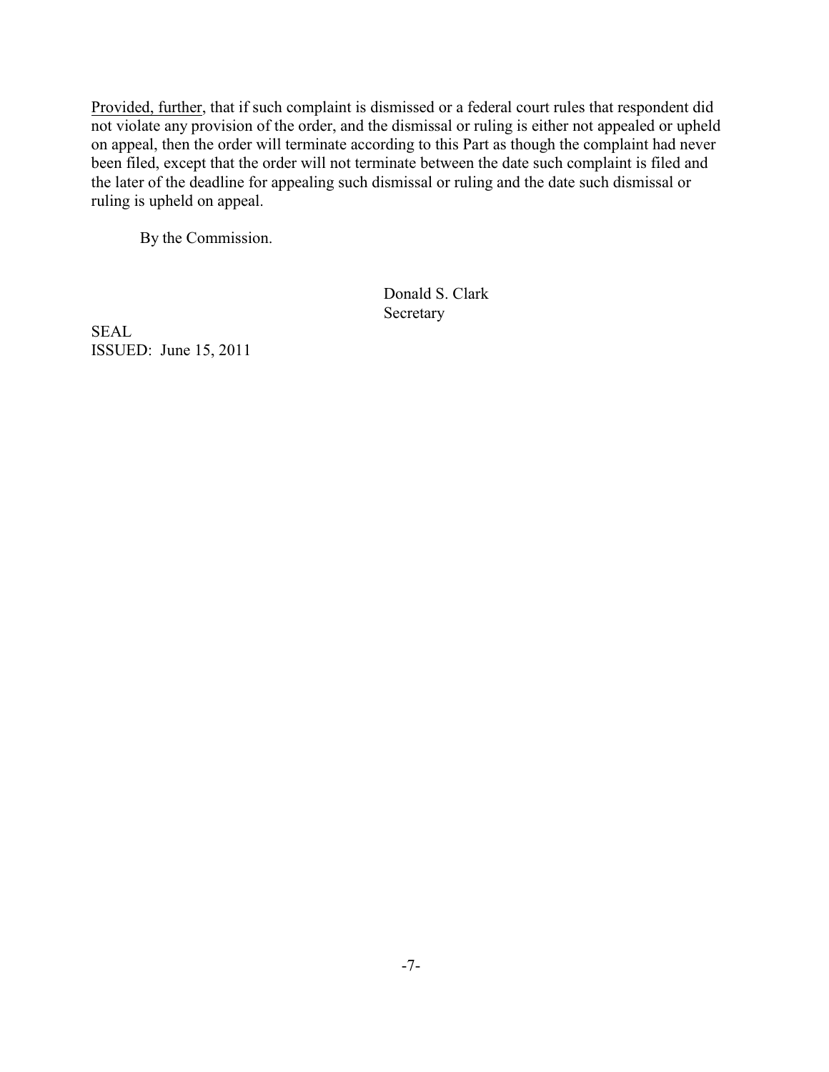Provided, further, that if such complaint is dismissed or a federal court rules that respondent did not violate any provision of the order, and the dismissal or ruling is either not appealed or upheld on appeal, then the order will terminate according to this Part as though the complaint had never been filed, except that the order will not terminate between the date such complaint is filed and the later of the deadline for appealing such dismissal or ruling and the date such dismissal or ruling is upheld on appeal.

By the Commission.

Donald S. Clark
Secretary

SEAL
ISSUED: June 15, 2011